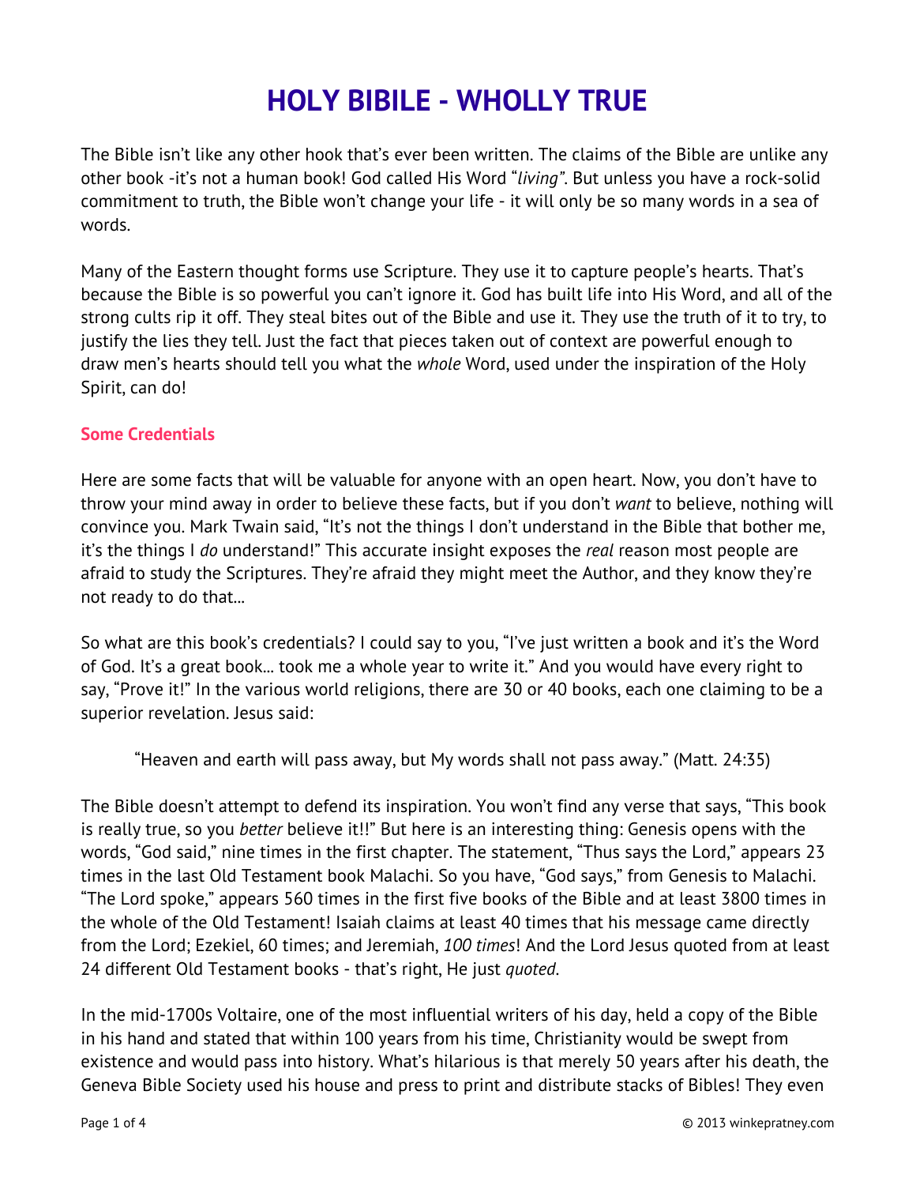# HOLY BIBILE - WHOLLY TRUE

The Bible isn't like any other hook that's ever been written. The claims of the Bible are unlike any other book -it's not a human book! God called His Word "*living"*. But unless you have a rock-solid commitment to truth, the Bible won't change your life - it will only be so many words in a sea of words.

Many of the Eastern thought forms use Scripture. They use it to capture people's hearts. That's because the Bible is so powerful you can't ignore it. God has built life into His Word, and all of the strong cults rip it off. They steal bites out of the Bible and use it. They use the truth of it to try, to justify the lies they tell. Just the fact that pieces taken out of context are powerful enough to draw men's hearts should tell you what the *whole* Word, used under the inspiration of the Holy Spirit, can do!

### Some Credentials

Here are some facts that will be valuable for anyone with an open heart. Now, you don't have to throw your mind away in order to believe these facts, but if you don't *want* to believe, nothing will convince you. Mark Twain said, "It's not the things I don't understand in the Bible that bother me, it's the things I *do* understand!" This accurate insight exposes the *real* reason most people are afraid to study the Scriptures. They're afraid they might meet the Author, and they know they're not ready to do that...

So what are this book's credentials? I could say to you, "I've just written a book and it's the Word of God. It's a great book... took me a whole year to write it." And you would have every right to say, "Prove it!" In the various world religions, there are 30 or 40 books, each one claiming to be a superior revelation. Jesus said:

> "Heaven and earth will pass away, but My words shall not pass away." (Matt. 24:35)

The Bible doesn't attempt to defend its inspiration. You won't find any verse that says, "This book is really true, so you *better* believe it!!" But here is an interesting thing: Genesis opens with the words, "God said," nine times in the first chapter. The statement, "Thus says the Lord," appears 23 times in the last Old Testament book Malachi. So you have, "God says," from Genesis to Malachi. "The Lord spoke," appears 560 times in the first five books of the Bible and at least 3800 times in the whole of the Old Testament! Isaiah claims at least 40 times that his message came directly from the Lord; Ezekiel, 60 times; and Jeremiah, *100 times*! And the Lord Jesus quoted from at least 24 different Old Testament books - that's right, He just *quoted*.

In the mid-1700s Voltaire, one of the most influential writers of his day, held a copy of the Bible in his hand and stated that within 100 years from his time, Christianity would be swept from existence and would pass into history. What's hilarious is that merely 50 years after his death, the Geneva Bible Society used his house and press to print and distribute stacks of Bibles! They even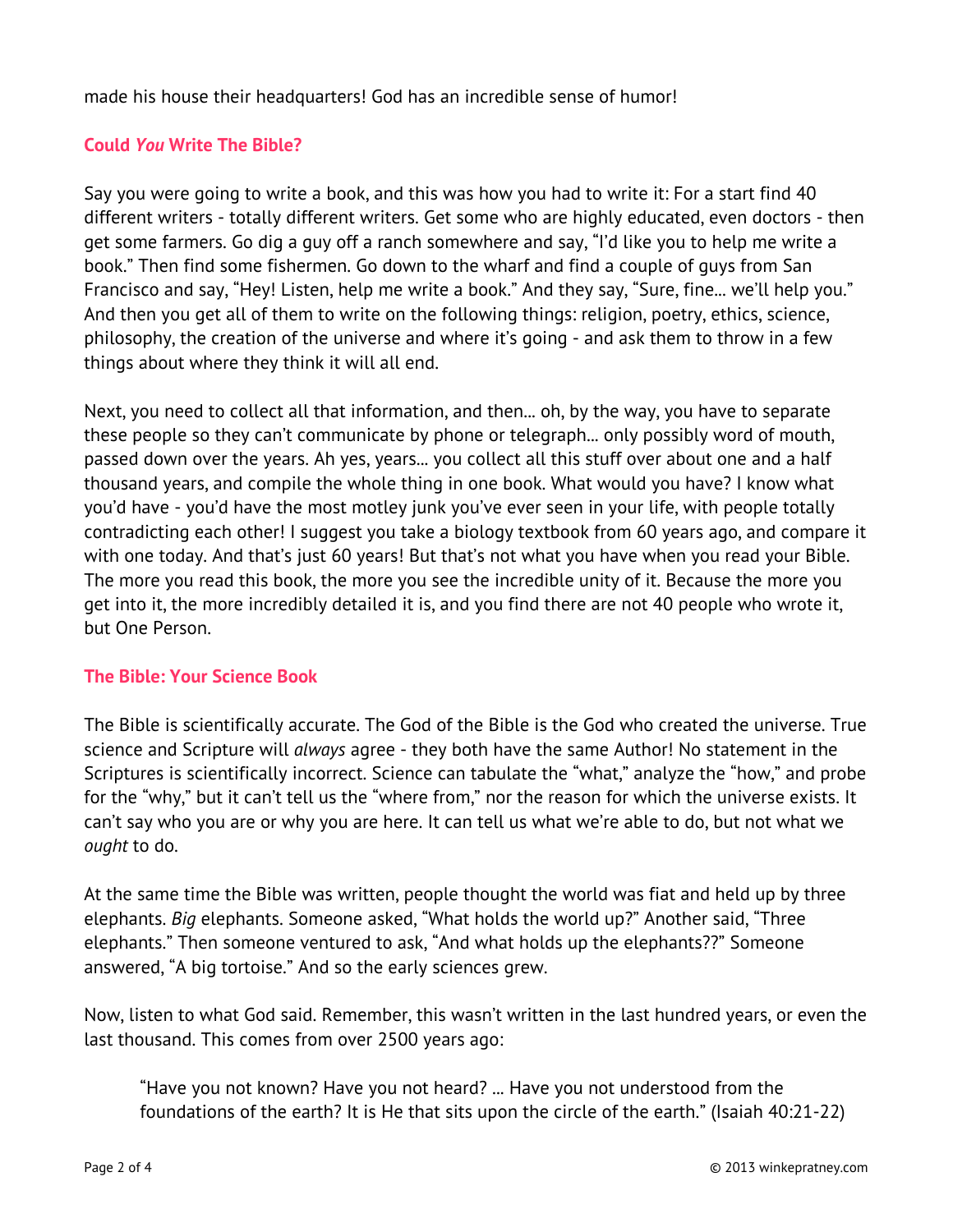made his house their headquarters! God has an incredible sense of humor!

## Could *You* Write The Bible?

Say you were going to write a book, and this was how you had to write it: For a start find 40 different writers - totally different writers. Get some who are highly educated, even doctors - then get some farmers. Go dig a guy off a ranch somewhere and say, "I'd like you to help me write a book." Then find some fishermen. Go down to the wharf and find a couple of guys from San Francisco and say, "Hey! Listen, help me write a book." And they say, "Sure, fine... we'll help you." And then you get all of them to write on the following things: religion, poetry, ethics, science, philosophy, the creation of the universe and where it's going - and ask them to throw in a few things about where they think it will all end.

Next, you need to collect all that information, and then... oh, by the way, you have to separate these people so they can't communicate by phone or telegraph... only possibly word of mouth, passed down over the years. Ah yes, years... you collect all this stuff over about one and a half thousand years, and compile the whole thing in one book. What would you have? I know what you'd have - you'd have the most motley junk you've ever seen in your life, with people totally contradicting each other! I suggest you take a biology textbook from 60 years ago, and compare it with one today. And that's just 60 years! But that's not what you have when you read your Bible. The more you read this book, the more you see the incredible unity of it. Because the more you get into it, the more incredibly detailed it is, and you find there are not 40 people who wrote it, but One Person.

## The Bible: Your Science Book

The Bible is scientifically accurate. The God of the Bible is the God who created the universe. True science and Scripture will *always* agree - they both have the same Author! No statement in the Scriptures is scientifically incorrect. Science can tabulate the "what," analyze the "how," and probe for the "why," but it can't tell us the "where from," nor the reason for which the universe exists. It can't say who you are or why you are here. It can tell us what we're able to do, but not what we *ought* to do.

At the same time the Bible was written, people thought the world was fiat and held up by three elephants. *Big* elephants. Someone asked, "What holds the world up?" Another said, "Three elephants." Then someone ventured to ask, "And what holds up the elephants??" Someone answered, "A big tortoise." And so the early sciences grew.

Now, listen to what God said. Remember, this wasn't written in the last hundred years, or even the last thousand. This comes from over 2500 years ago:

> "Have you not known? Have you not heard? ... Have you not understood from the foundations of the earth? It is He that sits upon the circle of the earth." (Isaiah 40:21-22)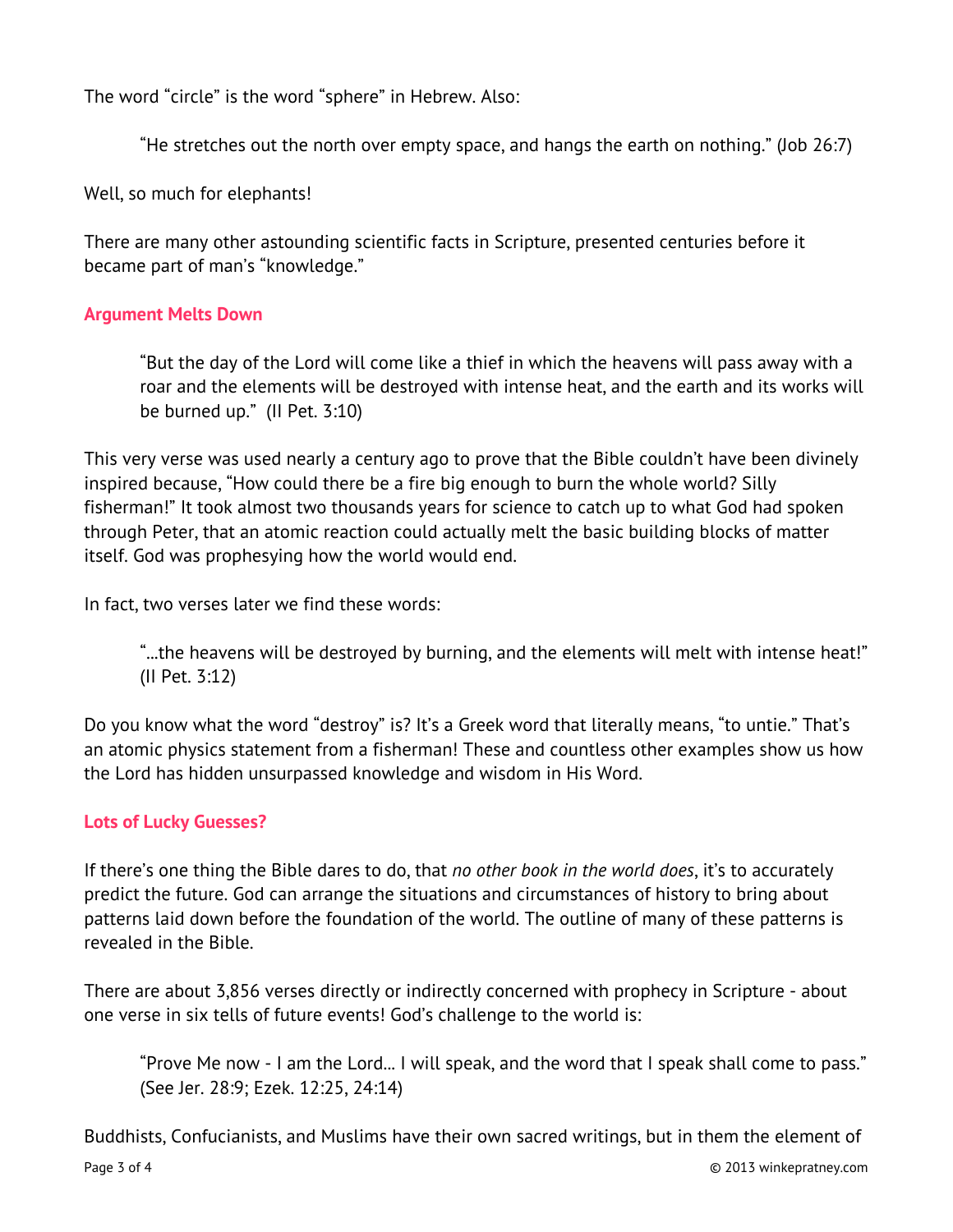The word “circle” is the word “sphere” in Hebrew. Also:

> “He stretches out the north over empty space, and hangs the earth on nothing.” (Job 26:7)

Well, so much for elephants!

There are many other astounding scientific facts in Scripture, presented centuries before it became part of man’s “knowledge.”

### Argument Melts Down

> “But the day of the Lord will come like a thief in which the heavens will pass away with a roar and the elements will be destroyed with intense heat, and the earth and its works will be burned up.” (II Pet. 3:10)

This very verse was used nearly a century ago to prove that the Bible couldn’t have been divinely inspired because, “How could there be a fire big enough to burn the whole world? Silly fisherman!” It took almost two thousands years for science to catch up to what God had spoken through Peter, that an atomic reaction could actually melt the basic building blocks of matter itself. God was prophesying how the world would end.

In fact, two verses later we find these words:

> “...the heavens will be destroyed by burning, and the elements will melt with intense heat!” (II Pet. 3:12)

Do you know what the word “destroy” is? It’s a Greek word that literally means, “to untie.” That’s an atomic physics statement from a fisherman! These and countless other examples show us how the Lord has hidden unsurpassed knowledge and wisdom in His Word.

### Lots of Lucky Guesses?

If there’s one thing the Bible dares to do, that *no other book in the world does*, it’s to accurately predict the future. God can arrange the situations and circumstances of history to bring about patterns laid down before the foundation of the world. The outline of many of these patterns is revealed in the Bible.

There are about 3,856 verses directly or indirectly concerned with prophecy in Scripture - about one verse in six tells of future events! God’s challenge to the world is:

> “Prove Me now - I am the Lord... I will speak, and the word that I speak shall come to pass.” (See Jer. 28:9; Ezek. 12:25, 24:14)

Buddhists, Confucianists, and Muslims have their own sacred writings, but in them the element of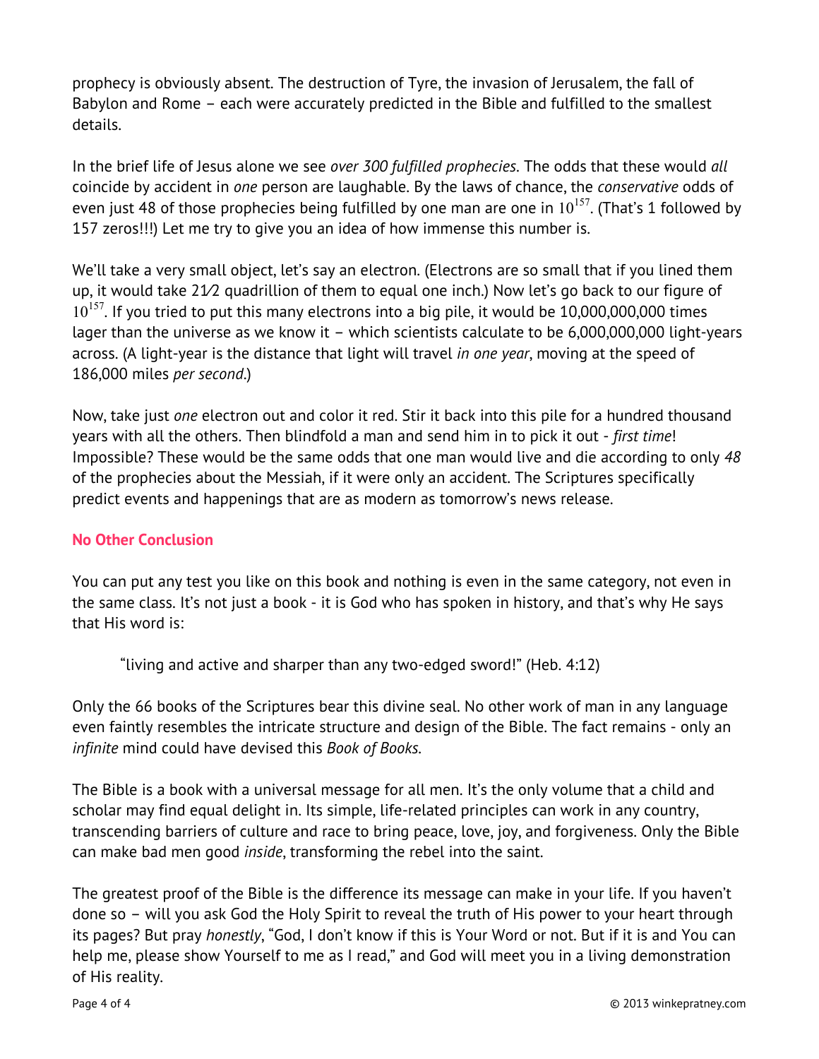prophecy is obviously absent. The destruction of Tyre, the invasion of Jerusalem, the fall of Babylon and Rome – each were accurately predicted in the Bible and fulfilled to the smallest details.

In the brief life of Jesus alone we see *over 300 fulfilled prophecies*. The odds that these would *all* coincide by accident in *one* person are laughable. By the laws of chance, the *conservative* odds of even just 48 of those prophecies being fulfilled by one man are one in $10^{157}$. (That's 1 followed by 157 zeros!!!) Let me try to give you an idea of how immense this number is.

We'll take a very small object, let's say an electron. (Electrons are so small that if you lined them up, it would take 2½ quadrillion of them to equal one inch.) Now let's go back to our figure of $10^{157}$. If you tried to put this many electrons into a big pile, it would be 10,000,000,000 times lager than the universe as we know it – which scientists calculate to be 6,000,000,000 light-years across. (A light-year is the distance that light will travel *in one year*, moving at the speed of 186,000 miles *per second*.)

Now, take just *one* electron out and color it red. Stir it back into this pile for a hundred thousand years with all the others. Then blindfold a man and send him in to pick it out - *first time*! Impossible? These would be the same odds that one man would live and die according to only *48* of the prophecies about the Messiah, if it were only an accident. The Scriptures specifically predict events and happenings that are as modern as tomorrow's news release.

## No Other Conclusion

You can put any test you like on this book and nothing is even in the same category, not even in the same class. It's not just a book - it is God who has spoken in history, and that's why He says that His word is:

> "living and active and sharper than any two-edged sword!" (Heb. 4:12)

Only the 66 books of the Scriptures bear this divine seal. No other work of man in any language even faintly resembles the intricate structure and design of the Bible. The fact remains - only an *infinite* mind could have devised this *Book of Books*.

The Bible is a book with a universal message for all men. It's the only volume that a child and scholar may find equal delight in. Its simple, life-related principles can work in any country, transcending barriers of culture and race to bring peace, love, joy, and forgiveness. Only the Bible can make bad men good *inside*, transforming the rebel into the saint.

The greatest proof of the Bible is the difference its message can make in your life. If you haven't done so – will you ask God the Holy Spirit to reveal the truth of His power to your heart through its pages? But pray *honestly*, "God, I don't know if this is Your Word or not. But if it is and You can help me, please show Yourself to me as I read," and God will meet you in a living demonstration of His reality.

© 2013 winkepratney.com